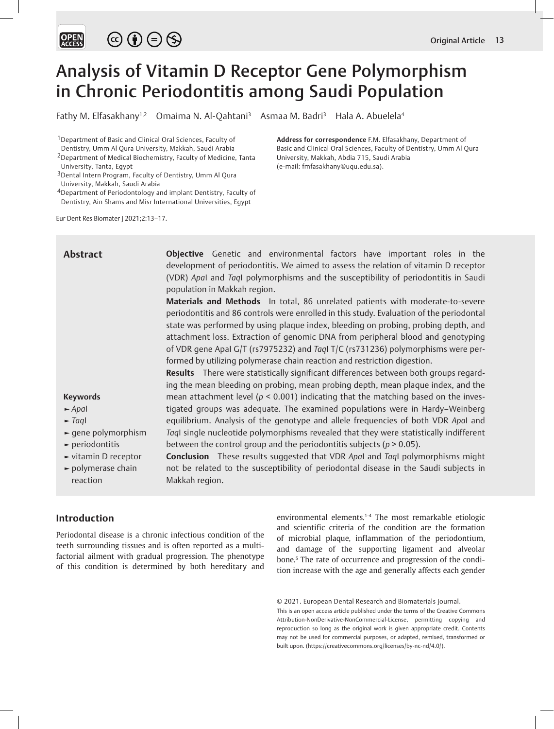# Analysis of Vitamin D Receptor Gene Polymorphism in Chronic Periodontitis among Saudi Population

Fathy M. Elfasakhany[1,2] Omaima N. Al-Qahtani[3] Asmaa M. Badri[3] Hala A. Abuelela[4]

[1]Department of Basic and Clinical Oral Sciences, Faculty of Dentistry, Umm Al Qura University, Makkah, Saudi Arabia
[2]Department of Medical Biochemistry, Faculty of Medicine, Tanta University, Tanta, Egypt
[3]Dental Intern Program, Faculty of Dentistry, Umm Al Qura University, Makkah, Saudi Arabia
[4]Department of Periodontology and implant Dentistry, Faculty of Dentistry, Ain Shams and Misr International Universities, Egypt

**Address for correspondence** F.M. Elfasakhany, Department of Basic and Clinical Oral Sciences, Faculty of Dentistry, Umm Al Qura University, Makkah, Abdia 715, Saudi Arabia (e-mail: fmfasakhany@uqu.edu.sa).

Eur Dent Res Biomater J 2021;2:13–17.

## Abstract

**Objective** Genetic and environmental factors have important roles in the development of periodontitis. We aimed to assess the relation of vitamin D receptor (VDR) *Apa*I and *Taq*I polymorphisms and the susceptibility of periodontitis in Saudi population in Makkah region.

**Materials and Methods** In total, 86 unrelated patients with moderate-to-severe periodontitis and 86 controls were enrolled in this study. Evaluation of the periodontal state was performed by using plaque index, bleeding on probing, probing depth, and attachment loss. Extraction of genomic DNA from peripheral blood and genotyping of VDR gene ApaI G/T (rs7975232) and *Taq*I T/C (rs731236) polymorphisms were performed by utilizing polymerase chain reaction and restriction digestion.

**Results** There were statistically significant differences between both groups regarding the mean bleeding on probing, mean probing depth, mean plaque index, and the mean attachment level ($p < 0.001$) indicating that the matching based on the investigated groups was adequate. The examined populations were in Hardy–Weinberg equilibrium. Analysis of the genotype and allele frequencies of both VDR *Apa*I and *Taq*I single nucleotide polymorphisms revealed that they were statistically indifferent between the control group and the periodontitis subjects ($p > 0.05$).

**Conclusion** These results suggested that VDR *Apa*I and *Taq*I polymorphisms might not be related to the susceptibility of periodontal disease in the Saudi subjects in Makkah region.

**Keywords**
- *Apa*I
- *Taq*I
- gene polymorphism
- periodontitis
- vitamin D receptor
- polymerase chain reaction

## Introduction

Periodontal disease is a chronic infectious condition of the teeth surrounding tissues and is often reported as a multifactorial ailment with gradual progression. The phenotype of this condition is determined by both hereditary and environmental elements.[1-4] The most remarkable etiologic and scientific criteria of the condition are the formation of microbial plaque, inflammation of the periodontium, and damage of the supporting ligament and alveolar bone.[5] The rate of occurrence and progression of the condition increase with the age and generally affects each gender

© 2021. European Dental Research and Biomaterials Journal.
This is an open access article published under the terms of the Creative Commons Attribution-NonDerivative-NonCommercial-License, permitting copying and reproduction so long as the original work is given appropriate credit. Contents may not be used for commercial purposes, or adapted, remixed, transformed or built upon. (https://creativecommons.org/licenses/by-nc-nd/4.0/).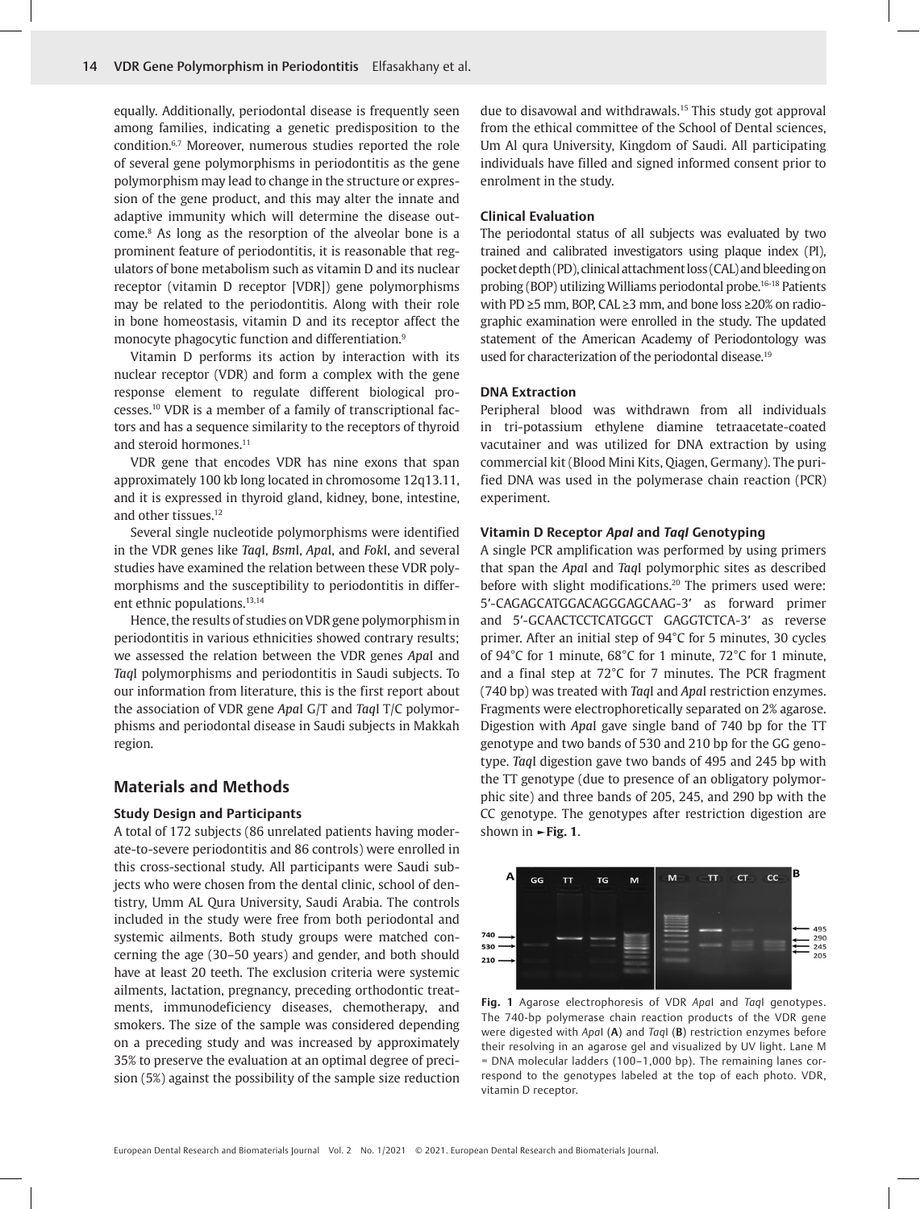equally. Additionally, periodontal disease is frequently seen among families, indicating a genetic predisposition to the condition.[6,7] Moreover, numerous studies reported the role of several gene polymorphisms in periodontitis as the gene polymorphism may lead to change in the structure or expression of the gene product, and this may alter the innate and adaptive immunity which will determine the disease outcome.[8] As long as the resorption of the alveolar bone is a prominent feature of periodontitis, it is reasonable that regulators of bone metabolism such as vitamin D and its nuclear receptor (vitamin D receptor [VDR]) gene polymorphisms may be related to the periodontitis. Along with their role in bone homeostasis, vitamin D and its receptor affect the monocyte phagocytic function and differentiation.[9]

Vitamin D performs its action by interaction with its nuclear receptor (VDR) and form a complex with the gene response element to regulate different biological processes.[10] VDR is a member of a family of transcriptional factors and has a sequence similarity to the receptors of thyroid and steroid hormones.[11]

VDR gene that encodes VDR has nine exons that span approximately 100 kb long located in chromosome 12q13.11, and it is expressed in thyroid gland, kidney, bone, intestine, and other tissues.[12]

Several single nucleotide polymorphisms were identified in the VDR genes like *Taq*I, *Bsm*I, *Apa*I, and *Fok*I, and several studies have examined the relation between these VDR polymorphisms and the susceptibility to periodontitis in different ethnic populations.[13,14]

Hence, the results of studies on VDR gene polymorphism in periodontitis in various ethnicities showed contrary results; we assessed the relation between the VDR genes *Apa*I and *Taq*I polymorphisms and periodontitis in Saudi subjects. To our information from literature, this is the first report about the association of VDR gene *Apa*I G/T and *Taq*I T/C polymorphisms and periodontal disease in Saudi subjects in Makkah region.

## Materials and Methods

### Study Design and Participants

A total of 172 subjects (86 unrelated patients having moderate-to-severe periodontitis and 86 controls) were enrolled in this cross-sectional study. All participants were Saudi subjects who were chosen from the dental clinic, school of dentistry, Umm AL Qura University, Saudi Arabia. The controls included in the study were free from both periodontal and systemic ailments. Both study groups were matched concerning the age (30–50 years) and gender, and both should have at least 20 teeth. The exclusion criteria were systemic ailments, lactation, pregnancy, preceding orthodontic treatments, immunodeficiency diseases, chemotherapy, and smokers. The size of the sample was considered depending on a preceding study and was increased by approximately 35% to preserve the evaluation at an optimal degree of precision (5%) against the possibility of the sample size reduction due to disavowal and withdrawals.[15] This study got approval from the ethical committee of the School of Dental sciences, Um Al qura University, Kingdom of Saudi. All participating individuals have filled and signed informed consent prior to enrolment in the study.

### Clinical Evaluation

The periodontal status of all subjects was evaluated by two trained and calibrated investigators using plaque index (PI), pocket depth (PD), clinical attachment loss (CAL) and bleeding on probing (BOP) utilizing Williams periodontal probe.[16-18] Patients with PD ≥5 mm, BOP, CAL ≥3 mm, and bone loss ≥20% on radiographic examination were enrolled in the study. The updated statement of the American Academy of Periodontology was used for characterization of the periodontal disease.[19]

### DNA Extraction

Peripheral blood was withdrawn from all individuals in tri-potassium ethylene diamine tetraacetate-coated vacutainer and was utilized for DNA extraction by using commercial kit (Blood Mini Kits, Qiagen, Germany). The purified DNA was used in the polymerase chain reaction (PCR) experiment.

### Vitamin D Receptor *ApaI* and *TaqI* Genotyping

A single PCR amplification was performed by using primers that span the *Apa*I and *Taq*I polymorphic sites as described before with slight modifications.[20] The primers used were: 5′-CAGAGCATGGACAGGGAGCAAG-3′ as forward primer and 5′-GCAACTCCTCATGGCT GAGGTCTCA-3′ as reverse primer. After an initial step of 94°C for 5 minutes, 30 cycles of 94°C for 1 minute, 68°C for 1 minute, 72°C for 1 minute, and a final step at 72°C for 7 minutes. The PCR fragment (740 bp) was treated with *Taq*I and *Apa*I restriction enzymes. Fragments were electrophoretically separated on 2% agarose. Digestion with *Apa*I gave single band of 740 bp for the TT genotype and two bands of 530 and 210 bp for the GG genotype. *Taq*I digestion gave two bands of 495 and 245 bp with the TT genotype (due to presence of an obligatory polymorphic site) and three bands of 205, 245, and 290 bp with the CC genotype. The genotypes after restriction digestion are shown in ►**Fig. 1**.

**Fig. 1** Agarose electrophoresis of VDR *Apa*I and *Taq*I genotypes. The 740-bp polymerase chain reaction products of the VDR gene were digested with *Apa*I (**A**) and *Taq*I (**B**) restriction enzymes before their resolving in an agarose gel and visualized by UV light. Lane M = DNA molecular ladders (100–1,000 bp). The remaining lanes correspond to the genotypes labeled at the top of each photo. VDR, vitamin D receptor.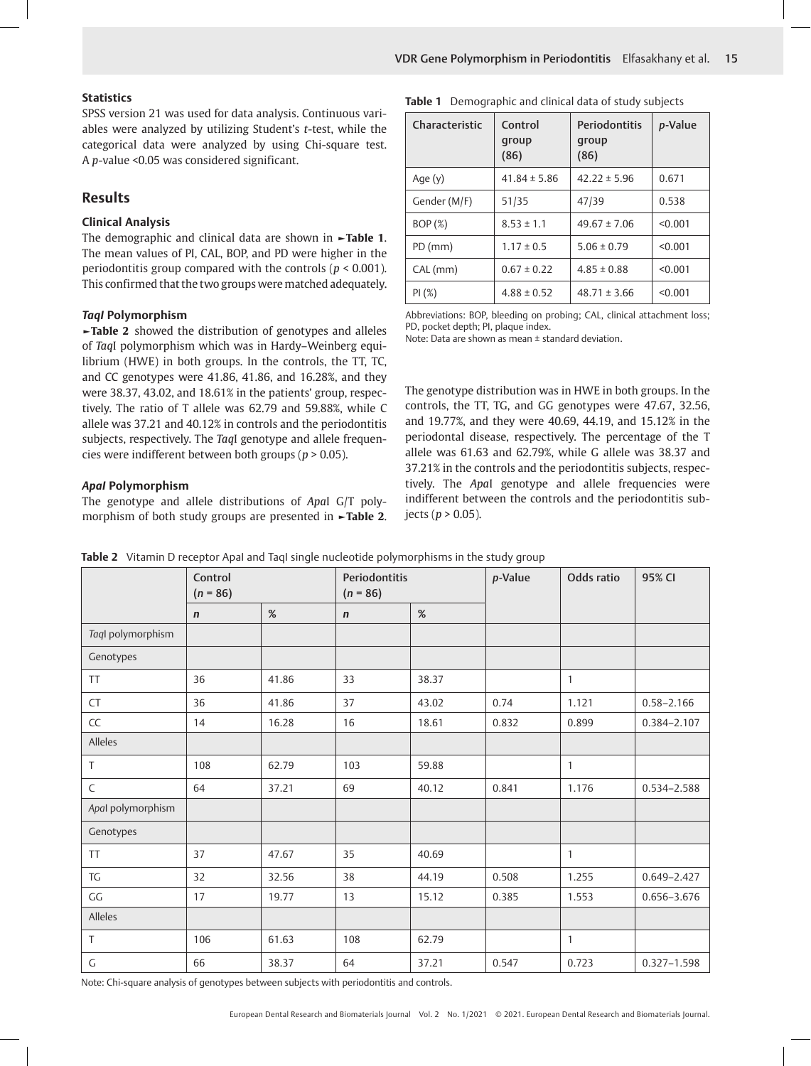### Statistics

SPSS version 21 was used for data analysis. Continuous variables were analyzed by utilizing Student's *t*-test, while the categorical data were analyzed by using Chi-square test. A *p*-value <0.05 was considered significant.

## Results

### Clinical Analysis

The demographic and clinical data are shown in ►**Table 1**. The mean values of PI, CAL, BOP, and PD were higher in the periodontitis group compared with the controls ($p < 0.001$). This confirmed that the two groups were matched adequately.

**Table 1** Demographic and clinical data of study subjects

| Characteristic | Control group (86) | Periodontitis group (86) | *p*-Value |
|---|---|---|---|
| Age (y) | 41.84 ± 5.86 | 42.22 ± 5.96 | 0.671 |
| Gender (M/F) | 51/35 | 47/39 | 0.538 |
| BOP (%) | 8.53 ± 1.1 | 49.67 ± 7.06 | <0.001 |
| PD (mm) | 1.17 ± 0.5 | 5.06 ± 0.79 | <0.001 |
| CAL (mm) | 0.67 ± 0.22 | 4.85 ± 0.88 | <0.001 |
| PI (%) | 4.88 ± 0.52 | 48.71 ± 3.66 | <0.001 |

Abbreviations: BOP, bleeding on probing; CAL, clinical attachment loss; PD, pocket depth; PI, plaque index.
Note: Data are shown as mean ± standard deviation.

### *TaqI* Polymorphism

►**Table 2** showed the distribution of genotypes and alleles of *TaqI* polymorphism which was in Hardy–Weinberg equilibrium (HWE) in both groups. In the controls, the TT, TC, and CC genotypes were 41.86, 41.86, and 16.28%, and they were 38.37, 43.02, and 18.61% in the patients' group, respectively. The ratio of T allele was 62.79 and 59.88%, while C allele was 37.21 and 40.12% in controls and the periodontitis subjects, respectively. The *TaqI* genotype and allele frequencies were indifferent between both groups ($p > 0.05$).

### *ApaI* Polymorphism

The genotype and allele distributions of *ApaI* G/T polymorphism of both study groups are presented in ►**Table 2**. The genotype distribution was in HWE in both groups. In the controls, the TT, TG, and GG genotypes were 47.67, 32.56, and 19.77%, and they were 40.69, 44.19, and 15.12% in the periodontal disease, respectively. The percentage of the T allele was 61.63 and 62.79%, while G allele was 38.37 and 37.21% in the controls and the periodontitis subjects, respectively. The *ApaI* genotype and allele frequencies were indifferent between the controls and the periodontitis subjects ($p > 0.05$).

**Table 2** Vitamin D receptor ApaI and TaqI single nucleotide polymorphisms in the study group

| | Control ($n$ = 86) | | Periodontitis ($n$ = 86) | | *p*-Value | Odds ratio | 95% CI |
|---|---|---|---|---|---|---|---|
| | *n* | % | *n* | % | | | |
| *TaqI* polymorphism | | | | | | | |
| Genotypes | | | | | | | |
| TT | 36 | 41.86 | 33 | 38.37 | | 1 | |
| CT | 36 | 41.86 | 37 | 43.02 | 0.74 | 1.121 | 0.58–2.166 |
| CC | 14 | 16.28 | 16 | 18.61 | 0.832 | 0.899 | 0.384–2.107 |
| Alleles | | | | | | | |
| T | 108 | 62.79 | 103 | 59.88 | | 1 | |
| C | 64 | 37.21 | 69 | 40.12 | 0.841 | 1.176 | 0.534–2.588 |
| *ApaI* polymorphism | | | | | | | |
| Genotypes | | | | | | | |
| TT | 37 | 47.67 | 35 | 40.69 | | 1 | |
| TG | 32 | 32.56 | 38 | 44.19 | 0.508 | 1.255 | 0.649–2.427 |
| GG | 17 | 19.77 | 13 | 15.12 | 0.385 | 1.553 | 0.656–3.676 |
| Alleles | | | | | | | |
| T | 106 | 61.63 | 108 | 62.79 | | 1 | |
| G | 66 | 38.37 | 64 | 37.21 | 0.547 | 0.723 | 0.327–1.598 |

Note: Chi-square analysis of genotypes between subjects with periodontitis and controls.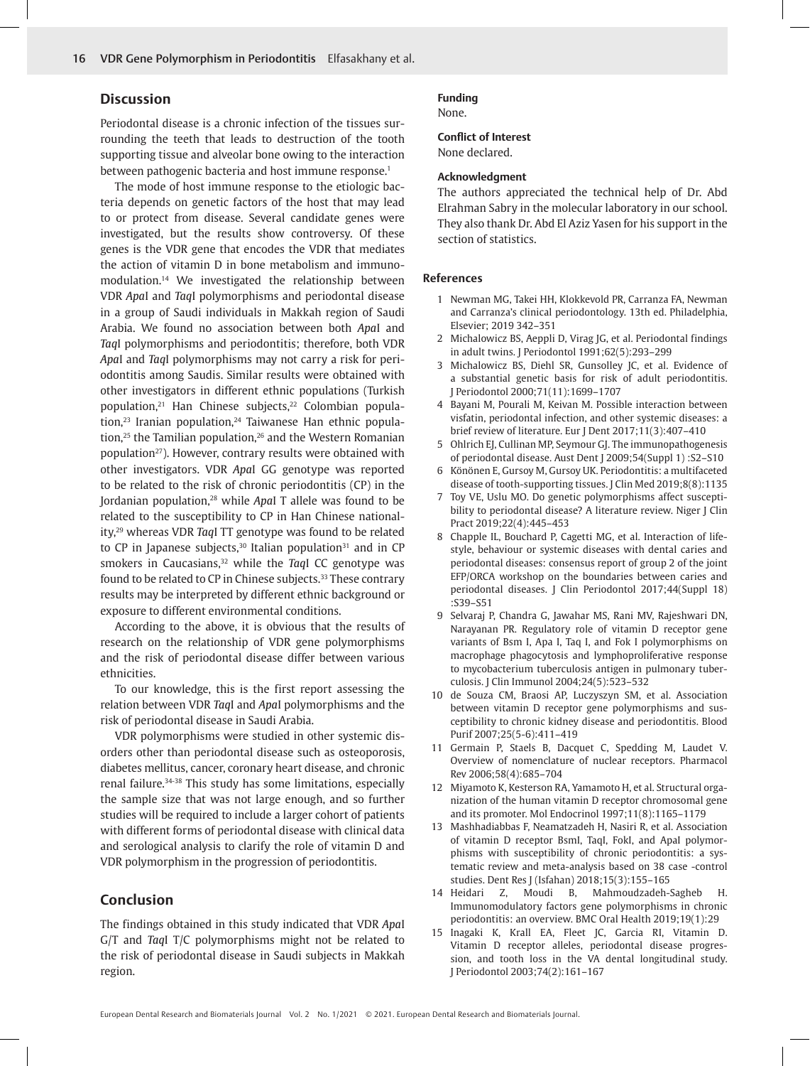## Discussion

Periodontal disease is a chronic infection of the tissues surrounding the teeth that leads to destruction of the tooth supporting tissue and alveolar bone owing to the interaction between pathogenic bacteria and host immune response.[1]

The mode of host immune response to the etiologic bacteria depends on genetic factors of the host that may lead to or protect from disease. Several candidate genes were investigated, but the results show controversy. Of these genes is the VDR gene that encodes the VDR that mediates the action of vitamin D in bone metabolism and immunomodulation.[14] We investigated the relationship between VDR *Apa*I and *Taq*I polymorphisms and periodontal disease in a group of Saudi individuals in Makkah region of Saudi Arabia. We found no association between both *Apa*I and *Taq*I polymorphisms and periodontitis; therefore, both VDR *Apa*I and *Taq*I polymorphisms may not carry a risk for periodontitis among Saudis. Similar results were obtained with other investigators in different ethnic populations (Turkish population,[21] Han Chinese subjects,[22] Colombian population,[23] Iranian population,[24] Taiwanese Han ethnic population,[25] the Tamilian population,[26] and the Western Romanian population[27]). However, contrary results were obtained with other investigators. VDR *Apa*I GG genotype was reported to be related to the risk of chronic periodontitis (CP) in the Jordanian population,[28] while *Apa*I T allele was found to be related to the susceptibility to CP in Han Chinese nationality,[29] whereas VDR *Taq*I TT genotype was found to be related to CP in Japanese subjects,[30] Italian population[31] and in CP smokers in Caucasians,[32] while the *Taq*I CC genotype was found to be related to CP in Chinese subjects.[33] These contrary results may be interpreted by different ethnic background or exposure to different environmental conditions.

According to the above, it is obvious that the results of research on the relationship of VDR gene polymorphisms and the risk of periodontal disease differ between various ethnicities.

To our knowledge, this is the first report assessing the relation between VDR *Taq*I and *Apa*I polymorphisms and the risk of periodontal disease in Saudi Arabia.

VDR polymorphisms were studied in other systemic disorders other than periodontal disease such as osteoporosis, diabetes mellitus, cancer, coronary heart disease, and chronic renal failure.[34-38] This study has some limitations, especially the sample size that was not large enough, and so further studies will be required to include a larger cohort of patients with different forms of periodontal disease with clinical data and serological analysis to clarify the role of vitamin D and VDR polymorphism in the progression of periodontitis.

## Conclusion

The findings obtained in this study indicated that VDR *Apa*I G/T and *Taq*I T/C polymorphisms might not be related to the risk of periodontal disease in Saudi subjects in Makkah region.

**Funding**

None.

**Conflict of Interest**

None declared.

**Acknowledgment**

The authors appreciated the technical help of Dr. Abd Elrahman Sabry in the molecular laboratory in our school. They also thank Dr. Abd El Aziz Yasen for his support in the section of statistics.

## References

1. Newman MG, Takei HH, Klokkevold PR, Carranza FA, Newman and Carranza's clinical periodontology. 13th ed. Philadelphia, Elsevier; 2019 342–351
2. Michalowicz BS, Aeppli D, Virag JG, et al. Periodontal findings in adult twins. J Periodontol 1991;62(5):293–299
3. Michalowicz BS, Diehl SR, Gunsolley JC, et al. Evidence of a substantial genetic basis for risk of adult periodontitis. J Periodontol 2000;71(11):1699–1707
4. Bayani M, Pourali M, Keivan M. Possible interaction between visfatin, periodontal infection, and other systemic diseases: a brief review of literature. Eur J Dent 2017;11(3):407–410
5. Ohlrich EJ, Cullinan MP, Seymour GJ. The immunopathogenesis of periodontal disease. Aust Dent J 2009;54(Suppl 1) :S2–S10
6. Könönen E, Gursoy M, Gursoy UK. Periodontitis: a multifaceted disease of tooth-supporting tissues. J Clin Med 2019;8(8):1135
7. Toy VE, Uslu MO. Do genetic polymorphisms affect susceptibility to periodontal disease? A literature review. Niger J Clin Pract 2019;22(4):445–453
8. Chapple IL, Bouchard P, Cagetti MG, et al. Interaction of lifestyle, behaviour or systemic diseases with dental caries and periodontal diseases: consensus report of group 2 of the joint EFP/ORCA workshop on the boundaries between caries and periodontal diseases. J Clin Periodontol 2017;44(Suppl 18) :S39–S51
9. Selvaraj P, Chandra G, Jawahar MS, Rani MV, Rajeshwari DN, Narayanan PR. Regulatory role of vitamin D receptor gene variants of Bsm I, Apa I, Taq I, and Fok I polymorphisms on macrophage phagocytosis and lymphoproliferative response to mycobacterium tuberculosis antigen in pulmonary tuberculosis. J Clin Immunol 2004;24(5):523–532
10. de Souza CM, Braosi AP, Luczyszyn SM, et al. Association between vitamin D receptor gene polymorphisms and susceptibility to chronic kidney disease and periodontitis. Blood Purif 2007;25(5-6):411–419
11. Germain P, Staels B, Dacquet C, Spedding M, Laudet V. Overview of nomenclature of nuclear receptors. Pharmacol Rev 2006;58(4):685–704
12. Miyamoto K, Kesterson RA, Yamamoto H, et al. Structural organization of the human vitamin D receptor chromosomal gene and its promoter. Mol Endocrinol 1997;11(8):1165–1179
13. Mashhadiabbas F, Neamatzadeh H, Nasiri R, et al. Association of vitamin D receptor BsmI, TaqI, FokI, and ApaI polymorphisms with susceptibility of chronic periodontitis: a systematic review and meta-analysis based on 38 case -control studies. Dent Res J (Isfahan) 2018;15(3):155–165
14. Heidari Z, Moudi B, Mahmoudzadeh-Sagheb H. Immunomodulatory factors gene polymorphisms in chronic periodontitis: an overview. BMC Oral Health 2019;19(1):29
15. Inagaki K, Krall EA, Fleet JC, Garcia RI, Vitamin D. Vitamin D receptor alleles, periodontal disease progression, and tooth loss in the VA dental longitudinal study. J Periodontol 2003;74(2):161–167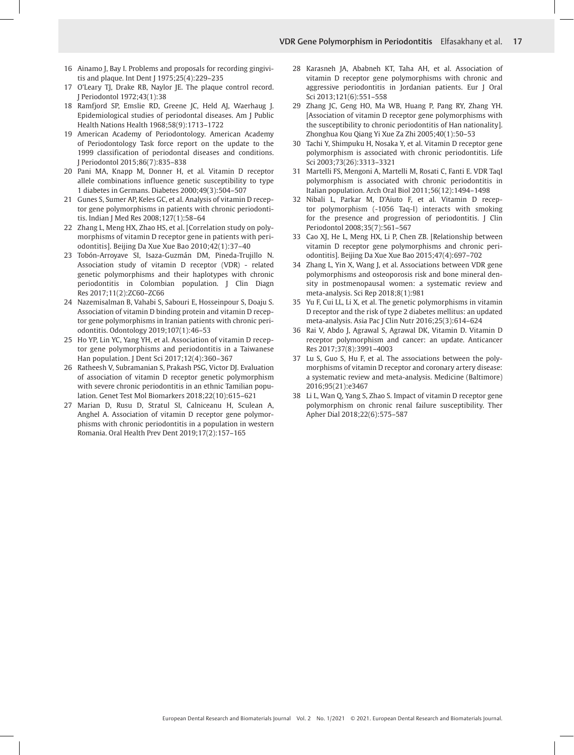16 Ainamo J, Bay I. Problems and proposals for recording gingivitis and plaque. Int Dent J 1975;25(4):229–235

17 O'Leary TJ, Drake RB, Naylor JE. The plaque control record. J Periodontol 1972;43(1):38

18 Ramfjord SP, Emslie RD, Greene JC, Held AJ, Waerhaug J. Epidemiological studies of periodontal diseases. Am J Public Health Nations Health 1968;58(9):1713–1722

19 American Academy of Periodontology. American Academy of Periodontology Task force report on the update to the 1999 classification of periodontal diseases and conditions. J Periodontol 2015;86(7):835–838

20 Pani MA, Knapp M, Donner H, et al. Vitamin D receptor allele combinations influence genetic susceptibility to type 1 diabetes in Germans. Diabetes 2000;49(3):504–507

21 Gunes S, Sumer AP, Keles GC, et al. Analysis of vitamin D receptor gene polymorphisms in patients with chronic periodontitis. Indian J Med Res 2008;127(1):58–64

22 Zhang L, Meng HX, Zhao HS, et al. [Correlation study on polymorphisms of vitamin D receptor gene in patients with periodontitis]. Beijing Da Xue Xue Bao 2010;42(1):37–40

23 Tobón-Arroyave SI, Isaza-Guzmán DM, Pineda-Trujillo N. Association study of vitamin D receptor (VDR) - related genetic polymorphisms and their haplotypes with chronic periodontitis in Colombian population. J Clin Diagn Res 2017;11(2):ZC60–ZC66

24 Nazemisalman B, Vahabi S, Sabouri E, Hosseinpour S, Doaju S. Association of vitamin D binding protein and vitamin D receptor gene polymorphisms in Iranian patients with chronic periodontitis. Odontology 2019;107(1):46–53

25 Ho YP, Lin YC, Yang YH, et al. Association of vitamin D receptor gene polymorphisms and periodontitis in a Taiwanese Han population. J Dent Sci 2017;12(4):360–367

26 Ratheesh V, Subramanian S, Prakash PSG, Victor DJ. Evaluation of association of vitamin D receptor genetic polymorphism with severe chronic periodontitis in an ethnic Tamilian population. Genet Test Mol Biomarkers 2018;22(10):615–621

27 Marian D, Rusu D, Stratul SI, Calniceanu H, Sculean A, Anghel A. Association of vitamin D receptor gene polymorphisms with chronic periodontitis in a population in western Romania. Oral Health Prev Dent 2019;17(2):157–165

28 Karasneh JA, Ababneh KT, Taha AH, et al. Association of vitamin D receptor gene polymorphisms with chronic and aggressive periodontitis in Jordanian patients. Eur J Oral Sci 2013;121(6):551–558

29 Zhang JC, Geng HO, Ma WB, Huang P, Pang RY, Zhang YH. [Association of vitamin D receptor gene polymorphisms with the susceptibility to chronic periodontitis of Han nationality]. Zhonghua Kou Qiang Yi Xue Za Zhi 2005;40(1):50–53

30 Tachi Y, Shimpuku H, Nosaka Y, et al. Vitamin D receptor gene polymorphism is associated with chronic periodontitis. Life Sci 2003;73(26):3313–3321

31 Martelli FS, Mengoni A, Martelli M, Rosati C, Fanti E. VDR TaqI polymorphism is associated with chronic periodontitis in Italian population. Arch Oral Biol 2011;56(12):1494–1498

32 Nibali L, Parkar M, D'Aiuto F, et al. Vitamin D receptor polymorphism (-1056 Taq-I) interacts with smoking for the presence and progression of periodontitis. J Clin Periodontol 2008;35(7):561–567

33 Cao XJ, He L, Meng HX, Li P, Chen ZB. [Relationship between vitamin D receptor gene polymorphisms and chronic periodontitis]. Beijing Da Xue Xue Bao 2015;47(4):697–702

34 Zhang L, Yin X, Wang J, et al. Associations between VDR gene polymorphisms and osteoporosis risk and bone mineral density in postmenopausal women: a systematic review and meta-analysis. Sci Rep 2018;8(1):981

35 Yu F, Cui LL, Li X, et al. The genetic polymorphisms in vitamin D receptor and the risk of type 2 diabetes mellitus: an updated meta-analysis. Asia Pac J Clin Nutr 2016;25(3):614–624

36 Rai V, Abdo J, Agrawal S, Agrawal DK, Vitamin D. Vitamin D receptor polymorphism and cancer: an update. Anticancer Res 2017;37(8):3991–4003

37 Lu S, Guo S, Hu F, et al. The associations between the polymorphisms of vitamin D receptor and coronary artery disease: a systematic review and meta-analysis. Medicine (Baltimore) 2016;95(21):e3467

38 Li L, Wan Q, Yang S, Zhao S. Impact of vitamin D receptor gene polymorphism on chronic renal failure susceptibility. Ther Apher Dial 2018;22(6):575–587